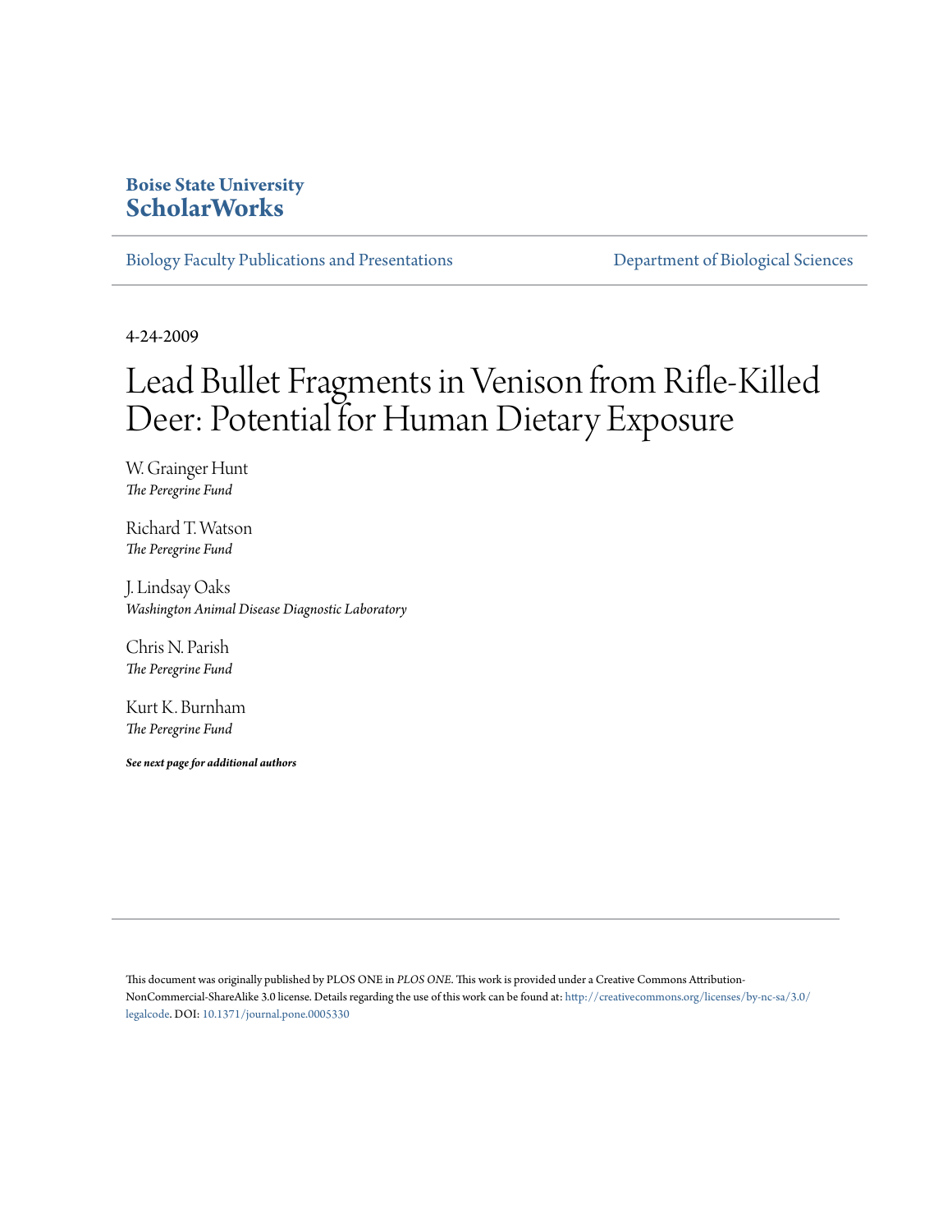**Boise State University**
**ScholarWorks**

Biology Faculty Publications and Presentations | Department of Biological Sciences

4-24-2009

# Lead Bullet Fragments in Venison from Rifle-Killed Deer: Potential for Human Dietary Exposure

W. Grainger Hunt
*The Peregrine Fund*

Richard T. Watson
*The Peregrine Fund*

J. Lindsay Oaks
*Washington Animal Disease Diagnostic Laboratory*

Chris N. Parish
*The Peregrine Fund*

Kurt K. Burnham
*The Peregrine Fund*

***See next page for additional authors***

This document was originally published by PLOS ONE in *PLOS ONE*. This work is provided under a Creative Commons Attribution-NonCommercial-ShareAlike 3.0 license. Details regarding the use of this work can be found at: http://creativecommons.org/licenses/by-nc-sa/3.0/legalcode. DOI: 10.1371/journal.pone.0005330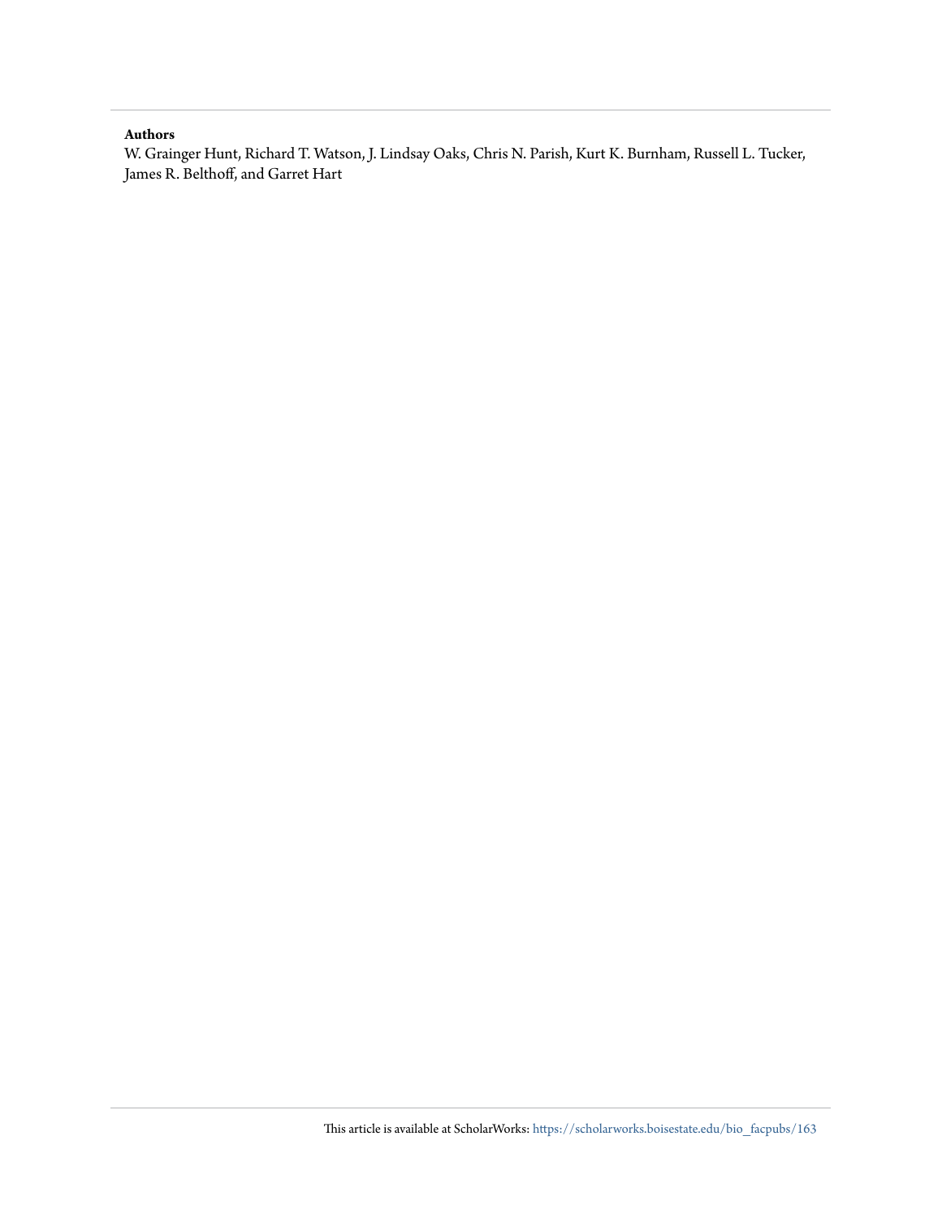**Authors**

W. Grainger Hunt, Richard T. Watson, J. Lindsay Oaks, Chris N. Parish, Kurt K. Burnham, Russell L. Tucker, James R. Belthoff, and Garret Hart

This article is available at ScholarWorks: https://scholarworks.boisestate.edu/bio_facpubs/163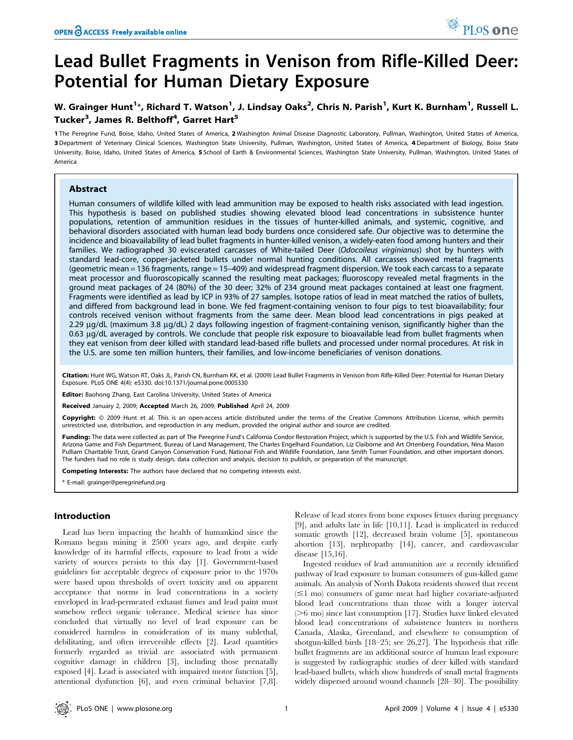# Lead Bullet Fragments in Venison from Rifle-Killed Deer: Potential for Human Dietary Exposure

W. Grainger Hunt[1]*, Richard T. Watson[1], J. Lindsay Oaks[2], Chris N. Parish[1], Kurt K. Burnham[1], Russell L. Tucker[3], James R. Belthoff[4], Garret Hart[5]

**1** The Peregrine Fund, Boise, Idaho, United States of America, **2** Washington Animal Disease Diagnostic Laboratory, Pullman, Washington, United States of America, **3** Department of Veterinary Clinical Sciences, Washington State University, Pullman, Washington, United States of America, **4** Department of Biology, Boise State University, Boise, Idaho, United States of America, **5** School of Earth & Environmental Sciences, Washington State University, Pullman, Washington, United States of America

## Abstract

Human consumers of wildlife killed with lead ammunition may be exposed to health risks associated with lead ingestion. This hypothesis is based on published studies showing elevated blood lead concentrations in subsistence hunter populations, retention of ammunition residues in the tissues of hunter-killed animals, and systemic, cognitive, and behavioral disorders associated with human lead body burdens once considered safe. Our objective was to determine the incidence and bioavailability of lead bullet fragments in hunter-killed venison, a widely-eaten food among hunters and their families. We radiographed 30 eviscerated carcasses of White-tailed Deer (*Odocoileus virginianus*) shot by hunters with standard lead-core, copper-jacketed bullets under normal hunting conditions. All carcasses showed metal fragments (geometric mean = 136 fragments, range = 15–409) and widespread fragment dispersion. We took each carcass to a separate meat processor and fluoroscopically scanned the resulting meat packages; fluoroscopy revealed metal fragments in the ground meat packages of 24 (80%) of the 30 deer; 32% of 234 ground meat packages contained at least one fragment. Fragments were identified as lead by ICP in 93% of 27 samples. Isotope ratios of lead in meat matched the ratios of bullets, and differed from background lead in bone. We fed fragment-containing venison to four pigs to test bioavailability; four controls received venison without fragments from the same deer. Mean blood lead concentrations in pigs peaked at 2.29 µg/dL (maximum 3.8 µg/dL) 2 days following ingestion of fragment-containing venison, significantly higher than the 0.63 µg/dL averaged by controls. We conclude that people risk exposure to bioavailable lead from bullet fragments when they eat venison from deer killed with standard lead-based rifle bullets and processed under normal procedures. At risk in the U.S. are some ten million hunters, their families, and low-income beneficiaries of venison donations.

**Citation:** Hunt WG, Watson RT, Oaks JL, Parish CN, Burnham KK, et al. (2009) Lead Bullet Fragments in Venison from Rifle-Killed Deer: Potential for Human Dietary Exposure. PLoS ONE 4(4): e5330. doi:10.1371/journal.pone.0005330

**Editor:** Baohong Zhang, East Carolina University, United States of America

**Received** January 2, 2009; **Accepted** March 26, 2009; **Published** April 24, 2009

**Copyright:** © 2009 Hunt et al. This is an open-access article distributed under the terms of the Creative Commons Attribution License, which permits unrestricted use, distribution, and reproduction in any medium, provided the original author and source are credited.

**Funding:** The data were collected as part of The Peregrine Fund's California Condor Restoration Project, which is supported by the U.S. Fish and Wildlife Service, Arizona Game and Fish Department, Bureau of Land Management, The Charles Engelhard Foundation, Liz Claiborne and Art Ortenberg Foundation, Nina Mason Pulliam Charitable Trust, Grand Canyon Conservation Fund, National Fish and Wildlife Foundation, Jane Smith Turner Foundation, and other important donors. The funders had no role is study design, data collection and analysis, decision to publish, or preparation of the manuscript.

**Competing Interests:** The authors have declared that no competing interests exist.

\* E-mail: grainger@peregrinefund.org

## Introduction

Lead has been impacting the health of humankind since the Romans began mining it 2500 years ago, and despite early knowledge of its harmful effects, exposure to lead from a wide variety of sources persists to this day [1]. Government-based guidelines for acceptable degrees of exposure prior to the 1970s were based upon thresholds of overt toxicity and on apparent acceptance that norms in lead concentrations in a society enveloped in lead-permeated exhaust fumes and lead paint must somehow reflect organic tolerance. Medical science has since concluded that virtually no level of lead exposure can be considered harmless in consideration of its many sublethal, debilitating, and often irreversible effects [2]. Lead quantities formerly regarded as trivial are associated with permanent cognitive damage in children [3], including those prenatally exposed [4]. Lead is associated with impaired motor function [5], attentional dysfunction [6], and even criminal behavior [7,8]. Release of lead stores from bone exposes fetuses during pregnancy [9], and adults late in life [10,11]. Lead is implicated in reduced somatic growth [12], decreased brain volume [5], spontaneous abortion [13], nephropathy [14], cancer, and cardiovascular disease [15,16].

Ingested residues of lead ammunition are a recently identified pathway of lead exposure to human consumers of gun-killed game animals. An analysis of North Dakota residents showed that recent (≤1 mo) consumers of game meat had higher covariate-adjusted blood lead concentrations than those with a longer interval (>6 mo) since last consumption [17]. Studies have linked elevated blood lead concentrations of subsistence hunters in northern Canada, Alaska, Greenland, and elsewhere to consumption of shotgun-killed birds [18–25; see 26,27]. The hypothesis that rifle bullet fragments are an additional source of human lead exposure is suggested by radiographic studies of deer killed with standard lead-based bullets, which show hundreds of small metal fragments widely dispersed around wound channels [28–30]. The possibility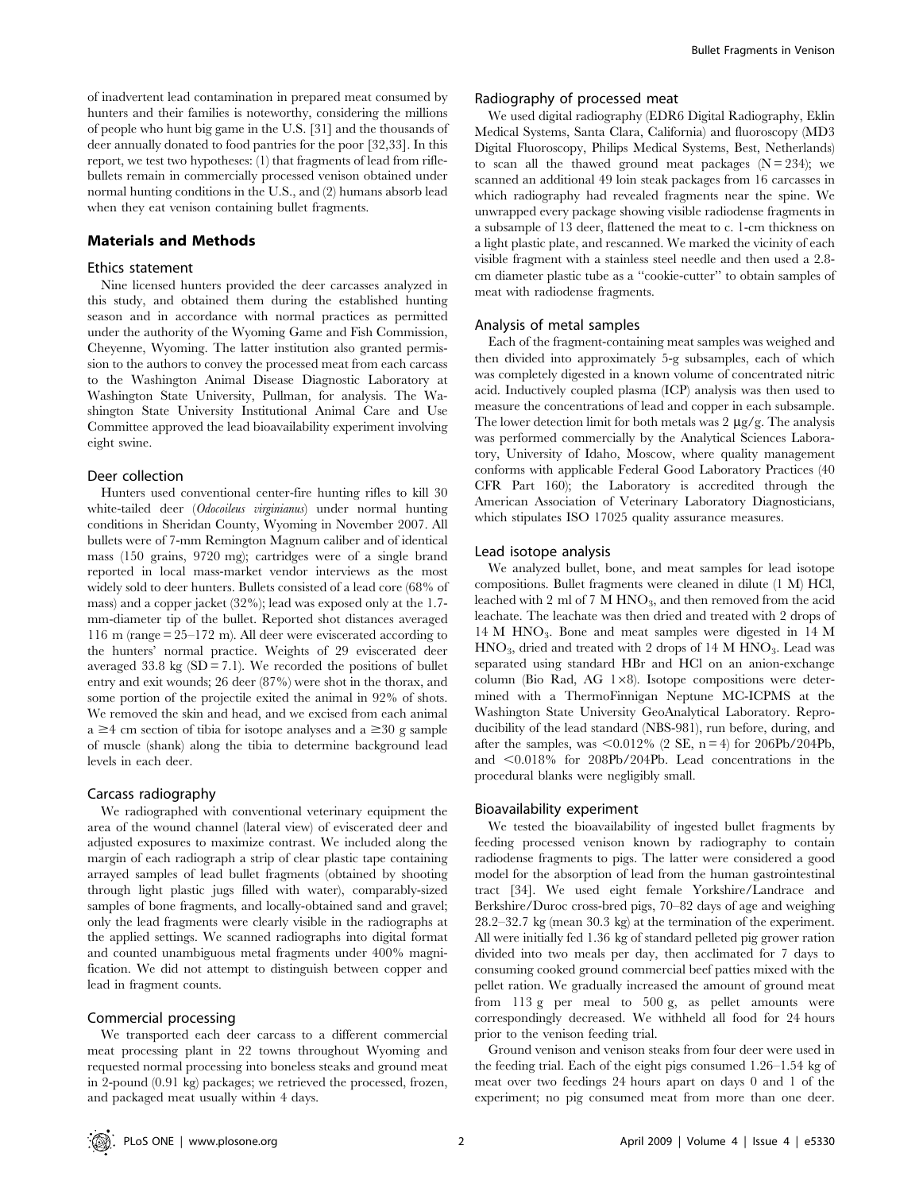of inadvertent lead contamination in prepared meat consumed by hunters and their families is noteworthy, considering the millions of people who hunt big game in the U.S. [31] and the thousands of deer annually donated to food pantries for the poor [32,33]. In this report, we test two hypotheses: (1) that fragments of lead from rifle-bullets remain in commercially processed venison obtained under normal hunting conditions in the U.S., and (2) humans absorb lead when they eat venison containing bullet fragments.

## Materials and Methods

### Ethics statement

Nine licensed hunters provided the deer carcasses analyzed in this study, and obtained them during the established hunting season and in accordance with normal practices as permitted under the authority of the Wyoming Game and Fish Commission, Cheyenne, Wyoming. The latter institution also granted permission to the authors to convey the processed meat from each carcass to the Washington Animal Disease Diagnostic Laboratory at Washington State University, Pullman, for analysis. The Washington State University Institutional Animal Care and Use Committee approved the lead bioavailability experiment involving eight swine.

### Deer collection

Hunters used conventional center-fire hunting rifles to kill 30 white-tailed deer (*Odocoileus virginianus*) under normal hunting conditions in Sheridan County, Wyoming in November 2007. All bullets were of 7-mm Remington Magnum caliber and of identical mass (150 grains, 9720 mg); cartridges were of a single brand reported in local mass-market vendor interviews as the most widely sold to deer hunters. Bullets consisted of a lead core (68% of mass) and a copper jacket (32%); lead was exposed only at the 1.7-mm-diameter tip of the bullet. Reported shot distances averaged 116 m (range = 25–172 m). All deer were eviscerated according to the hunters' normal practice. Weights of 29 eviscerated deer averaged 33.8 kg (SD = 7.1). We recorded the positions of bullet entry and exit wounds; 26 deer (87%) were shot in the thorax, and some portion of the projectile exited the animal in 92% of shots. We removed the skin and head, and we excised from each animal a ≥4 cm section of tibia for isotope analyses and a ≥30 g sample of muscle (shank) along the tibia to determine background lead levels in each deer.

### Carcass radiography

We radiographed with conventional veterinary equipment the area of the wound channel (lateral view) of eviscerated deer and adjusted exposures to maximize contrast. We included along the margin of each radiograph a strip of clear plastic tape containing arrayed samples of lead bullet fragments (obtained by shooting through light plastic jugs filled with water), comparably-sized samples of bone fragments, and locally-obtained sand and gravel; only the lead fragments were clearly visible in the radiographs at the applied settings. We scanned radiographs into digital format and counted unambiguous metal fragments under 400% magnification. We did not attempt to distinguish between copper and lead in fragment counts.

### Commercial processing

We transported each deer carcass to a different commercial meat processing plant in 22 towns throughout Wyoming and requested normal processing into boneless steaks and ground meat in 2-pound (0.91 kg) packages; we retrieved the processed, frozen, and packaged meat usually within 4 days.

### Radiography of processed meat

We used digital radiography (EDR6 Digital Radiography, Eklin Medical Systems, Santa Clara, California) and fluoroscopy (MD3 Digital Fluoroscopy, Philips Medical Systems, Best, Netherlands) to scan all the thawed ground meat packages (N = 234); we scanned an additional 49 loin steak packages from 16 carcasses in which radiography had revealed fragments near the spine. We unwrapped every package showing visible radiodense fragments in a subsample of 13 deer, flattened the meat to c. 1-cm thickness on a light plastic plate, and rescanned. We marked the vicinity of each visible fragment with a stainless steel needle and then used a 2.8-cm diameter plastic tube as a "cookie-cutter" to obtain samples of meat with radiodense fragments.

### Analysis of metal samples

Each of the fragment-containing meat samples was weighed and then divided into approximately 5-g subsamples, each of which was completely digested in a known volume of concentrated nitric acid. Inductively coupled plasma (ICP) analysis was then used to measure the concentrations of lead and copper in each subsample. The lower detection limit for both metals was 2 μg/g. The analysis was performed commercially by the Analytical Sciences Laboratory, University of Idaho, Moscow, where quality management conforms with applicable Federal Good Laboratory Practices (40 CFR Part 160); the Laboratory is accredited through the American Association of Veterinary Laboratory Diagnosticians, which stipulates ISO 17025 quality assurance measures.

### Lead isotope analysis

We analyzed bullet, bone, and meat samples for lead isotope compositions. Bullet fragments were cleaned in dilute (1 M) HCl, leached with 2 ml of 7 M $HNO_3$, and then removed from the acid leachate. The leachate was then dried and treated with 2 drops of 14 M $HNO_3$. Bone and meat samples were digested in 14 M $HNO_3$, dried and treated with 2 drops of 14 M $HNO_3$. Lead was separated using standard HBr and HCl on an anion-exchange column (Bio Rad, AG 1×8). Isotope compositions were determined with a ThermoFinnigan Neptune MC-ICPMS at the Washington State University GeoAnalytical Laboratory. Reproducibility of the lead standard (NBS-981), run before, during, and after the samples, was <0.012% (2 SE, n = 4) for 206Pb/204Pb, and <0.018% for 208Pb/204Pb. Lead concentrations in the procedural blanks were negligibly small.

### Bioavailability experiment

We tested the bioavailability of ingested bullet fragments by feeding processed venison known by radiography to contain radiodense fragments to pigs. The latter were considered a good model for the absorption of lead from the human gastrointestinal tract [34]. We used eight female Yorkshire/Landrace and Berkshire/Duroc cross-bred pigs, 70–82 days of age and weighing 28.2–32.7 kg (mean 30.3 kg) at the termination of the experiment. All were initially fed 1.36 kg of standard pelleted pig grower ration divided into two meals per day, then acclimated for 7 days to consuming cooked ground commercial beef patties mixed with the pellet ration. We gradually increased the amount of ground meat from 113 g per meal to 500 g, as pellet amounts were correspondingly decreased. We withheld all food for 24 hours prior to the venison feeding trial.

Ground venison and venison steaks from four deer were used in the feeding trial. Each of the eight pigs consumed 1.26–1.54 kg of meat over two feedings 24 hours apart on days 0 and 1 of the experiment; no pig consumed meat from more than one deer.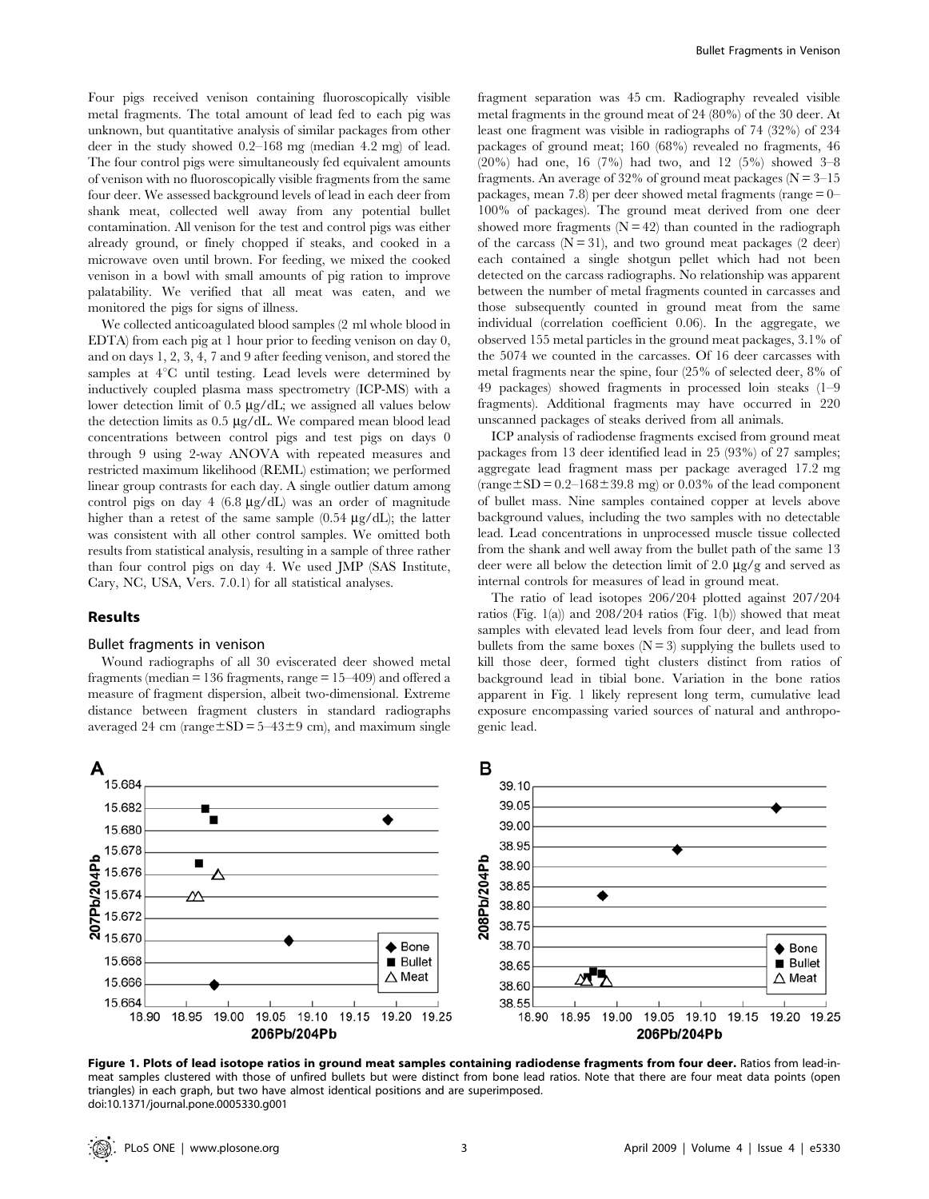Four pigs received venison containing fluoroscopically visible metal fragments. The total amount of lead fed to each pig was unknown, but quantitative analysis of similar packages from other deer in the study showed 0.2–168 mg (median 4.2 mg) of lead. The four control pigs were simultaneously fed equivalent amounts of venison with no fluoroscopically visible fragments from the same four deer. We assessed background levels of lead in each deer from shank meat, collected well away from any potential bullet contamination. All venison for the test and control pigs was either already ground, or finely chopped if steaks, and cooked in a microwave oven until brown. For feeding, we mixed the cooked venison in a bowl with small amounts of pig ration to improve palatability. We verified that all meat was eaten, and we monitored the pigs for signs of illness.

We collected anticoagulated blood samples (2 ml whole blood in EDTA) from each pig at 1 hour prior to feeding venison on day 0, and on days 1, 2, 3, 4, 7 and 9 after feeding venison, and stored the samples at 4°C until testing. Lead levels were determined by inductively coupled plasma mass spectrometry (ICP-MS) with a lower detection limit of 0.5 µg/dL; we assigned all values below the detection limits as 0.5 µg/dL. We compared mean blood lead concentrations between control pigs and test pigs on days 0 through 9 using 2-way ANOVA with repeated measures and restricted maximum likelihood (REML) estimation; we performed linear group contrasts for each day. A single outlier datum among control pigs on day 4 (6.8 µg/dL) was an order of magnitude higher than a retest of the same sample (0.54 µg/dL); the latter was consistent with all other control samples. We omitted both results from statistical analysis, resulting in a sample of three rather than four control pigs on day 4. We used JMP (SAS Institute, Cary, NC, USA, Vers. 7.0.1) for all statistical analyses.

## Results

### Bullet fragments in venison

Wound radiographs of all 30 eviscerated deer showed metal fragments (median = 136 fragments, range = 15–409) and offered a measure of fragment dispersion, albeit two-dimensional. Extreme distance between fragment clusters in standard radiographs averaged 24 cm (range±SD = 5–43±9 cm), and maximum single fragment separation was 45 cm. Radiography revealed visible metal fragments in the ground meat of 24 (80%) of the 30 deer. At least one fragment was visible in radiographs of 74 (32%) of 234 packages of ground meat; 160 (68%) revealed no fragments, 46 (20%) had one, 16 (7%) had two, and 12 (5%) showed 3–8 fragments. An average of 32% of ground meat packages (N = 3–15 packages, mean 7.8) per deer showed metal fragments (range = 0–100% of packages). The ground meat derived from one deer showed more fragments (N = 42) than counted in the radiograph of the carcass (N = 31), and two ground meat packages (2 deer) each contained a single shotgun pellet which had not been detected on the carcass radiographs. No relationship was apparent between the number of metal fragments counted in carcasses and those subsequently counted in ground meat from the same individual (correlation coefficient 0.06). In the aggregate, we observed 155 metal particles in the ground meat packages, 3.1% of the 5074 we counted in the carcasses. Of 16 deer carcasses with metal fragments near the spine, four (25% of selected deer, 8% of 49 packages) showed fragments in processed loin steaks (1–9 fragments). Additional fragments may have occurred in 220 unscanned packages of steaks derived from all animals.

ICP analysis of radiodense fragments excised from ground meat packages from 13 deer identified lead in 25 (93%) of 27 samples; aggregate lead fragment mass per package averaged 17.2 mg (range±SD = 0.2–168±39.8 mg) or 0.03% of the lead component of bullet mass. Nine samples contained copper at levels above background values, including the two samples with no detectable lead. Lead concentrations in unprocessed muscle tissue collected from the shank and well away from the bullet path of the same 13 deer were all below the detection limit of 2.0 µg/g and served as internal controls for measures of lead in ground meat.

The ratio of lead isotopes 206/204 plotted against 207/204 ratios (Fig. 1(a)) and 208/204 ratios (Fig. 1(b)) showed that meat samples with elevated lead levels from four deer, and lead from bullets from the same boxes (N = 3) supplying the bullets used to kill those deer, formed tight clusters distinct from ratios of background lead in tibial bone. Variation in the bone ratios apparent in Fig. 1 likely represent long term, cumulative lead exposure encompassing varied sources of natural and anthropogenic lead.

**Figure 1. Plots of lead isotope ratios in ground meat samples containing radiodense fragments from four deer.** Ratios from lead-in-meat samples clustered with those of unfired bullets but were distinct from bone lead ratios. Note that there are four meat data points (open triangles) in each graph, but two have almost identical positions and are superimposed.
doi:10.1371/journal.pone.0005330.g001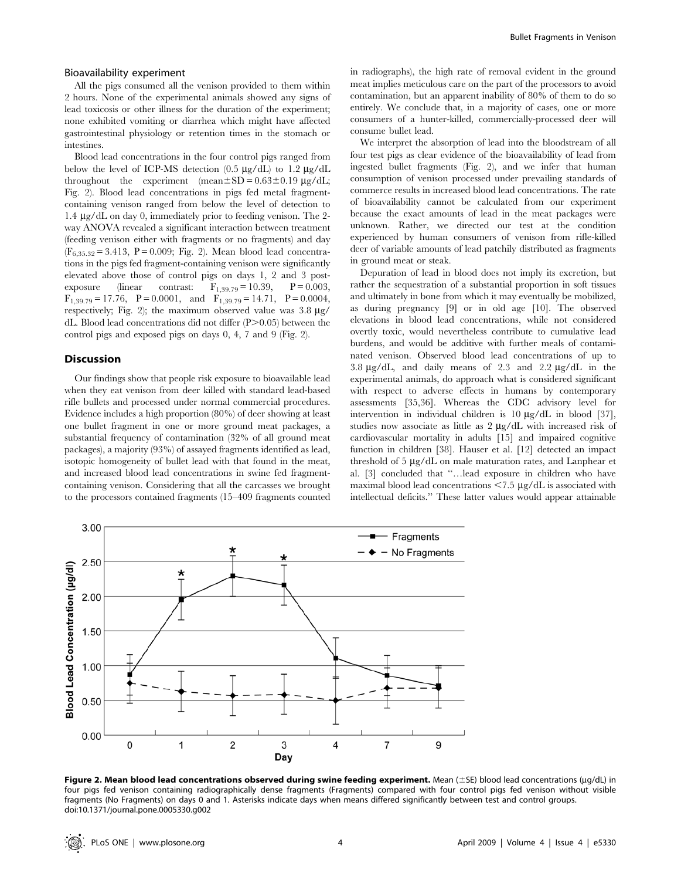### Bioavailability experiment

All the pigs consumed all the venison provided to them within 2 hours. None of the experimental animals showed any signs of lead toxicosis or other illness for the duration of the experiment; none exhibited vomiting or diarrhea which might have affected gastrointestinal physiology or retention times in the stomach or intestines.

Blood lead concentrations in the four control pigs ranged from below the level of ICP-MS detection (0.5 μg/dL) to 1.2 μg/dL throughout the experiment (mean±SD = 0.63±0.19 μg/dL; Fig. 2). Blood lead concentrations in pigs fed metal fragment-containing venison ranged from below the level of detection to 1.4 μg/dL on day 0, immediately prior to feeding venison. The 2-way ANOVA revealed a significant interaction between treatment (feeding venison either with fragments or no fragments) and day ($F_{6,35.32} = 3.413$, $P = 0.009$; Fig. 2). Mean blood lead concentrations in the pigs fed fragment-containing venison were significantly elevated above those of control pigs on days 1, 2 and 3 post-exposure (linear contrast: $F_{1,39.79} = 10.39$, $P = 0.003$, $F_{1,39.79} = 17.76$, $P = 0.0001$, and $F_{1,39.79} = 14.71$, $P = 0.0004$, respectively; Fig. 2); the maximum observed value was 3.8 μg/dL. Blood lead concentrations did not differ ($P > 0.05$) between the control pigs and exposed pigs on days 0, 4, 7 and 9 (Fig. 2).

## Discussion

Our findings show that people risk exposure to bioavailable lead when they eat venison from deer killed with standard lead-based rifle bullets and processed under normal commercial procedures. Evidence includes a high proportion (80%) of deer showing at least one bullet fragment in one or more ground meat packages, a substantial frequency of contamination (32% of all ground meat packages), a majority (93%) of assayed fragments identified as lead, isotopic homogeneity of bullet lead with that found in the meat, and increased blood lead concentrations in swine fed fragment-containing venison. Considering that all the carcasses we brought to the processors contained fragments (15–409 fragments counted in radiographs), the high rate of removal evident in the ground meat implies meticulous care on the part of the processors to avoid contamination, but an apparent inability of 80% of them to do so entirely. We conclude that, in a majority of cases, one or more consumers of a hunter-killed, commercially-processed deer will consume bullet lead.

We interpret the absorption of lead into the bloodstream of all four test pigs as clear evidence of the bioavailability of lead from ingested bullet fragments (Fig. 2), and we infer that human consumption of venison processed under prevailing standards of commerce results in increased blood lead concentrations. The rate of bioavailability cannot be calculated from our experiment because the exact amounts of lead in the meat packages were unknown. Rather, we directed our test at the condition experienced by human consumers of venison from rifle-killed deer of variable amounts of lead patchily distributed as fragments in ground meat or steak.

Depuration of lead in blood does not imply its excretion, but rather the sequestration of a substantial proportion in soft tissues and ultimately in bone from which it may eventually be mobilized, as during pregnancy [9] or in old age [10]. The observed elevations in blood lead concentrations, while not considered overtly toxic, would nevertheless contribute to cumulative lead burdens, and would be additive with further meals of contaminated venison. Observed blood lead concentrations of up to 3.8 μg/dL, and daily means of 2.3 and 2.2 μg/dL in the experimental animals, do approach what is considered significant with respect to adverse effects in humans by contemporary assessments [35,36]. Whereas the CDC advisory level for intervention in individual children is 10 μg/dL in blood [37], studies now associate as little as 2 μg/dL with increased risk of cardiovascular mortality in adults [15] and impaired cognitive function in children [38]. Hauser et al. [12] detected an impact threshold of 5 μg/dL on male maturation rates, and Lanphear et al. [3] concluded that "…lead exposure in children who have maximal blood lead concentrations <7.5 μg/dL is associated with intellectual deficits." These latter values would appear attainable

**Figure 2. Mean blood lead concentrations observed during swine feeding experiment.** Mean (±SE) blood lead concentrations (μg/dL) in four pigs fed venison containing radiographically dense fragments (Fragments) compared with four control pigs fed venison without visible fragments (No Fragments) on days 0 and 1. Asterisks indicate days when means differed significantly between test and control groups. doi:10.1371/journal.pone.0005330.g002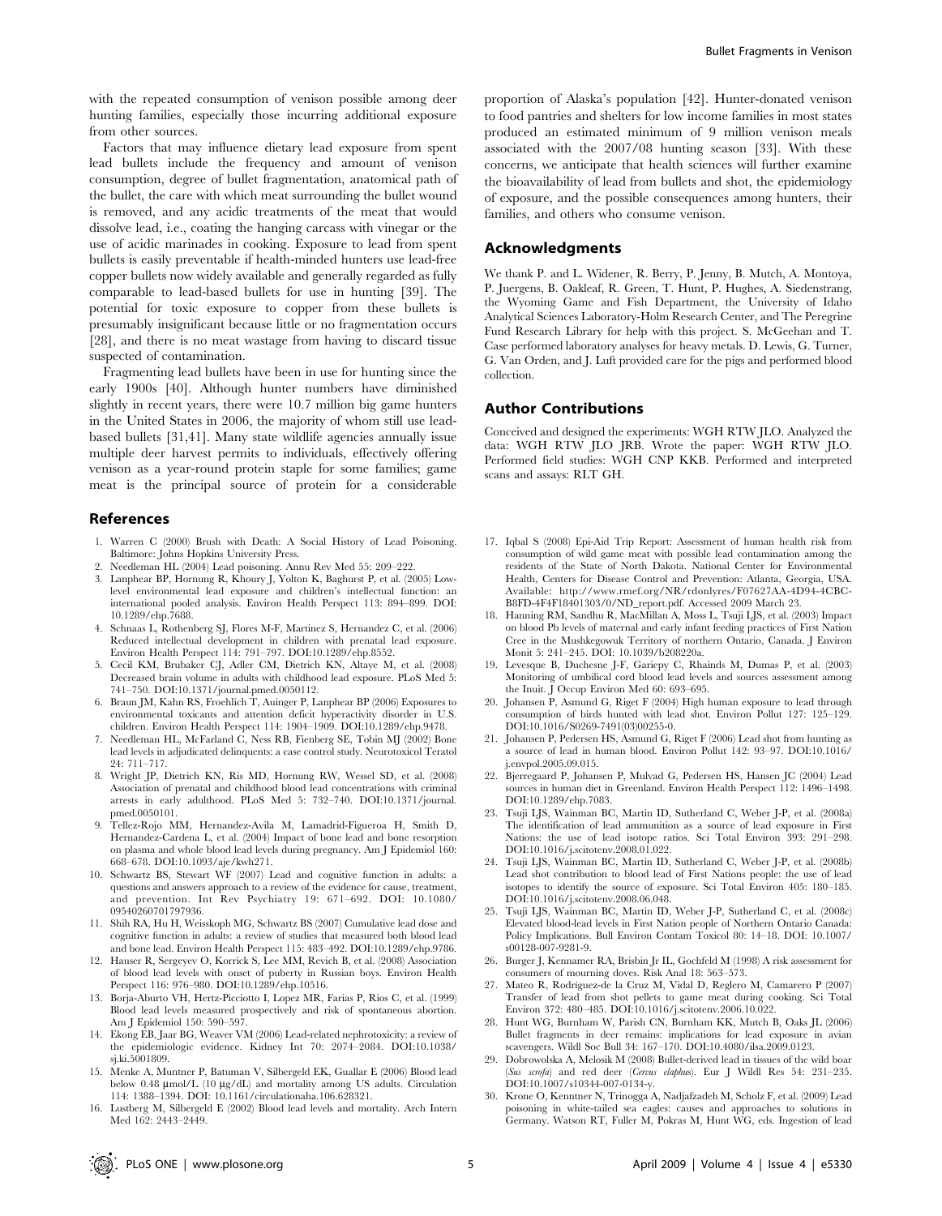with the repeated consumption of venison possible among deer hunting families, especially those incurring additional exposure from other sources.

Factors that may influence dietary lead exposure from spent lead bullets include the frequency and amount of venison consumption, degree of bullet fragmentation, anatomical path of the bullet, the care with which meat surrounding the bullet wound is removed, and any acidic treatments of the meat that would dissolve lead, i.e., coating the hanging carcass with vinegar or the use of acidic marinades in cooking. Exposure to lead from spent bullets is easily preventable if health-minded hunters use lead-free copper bullets now widely available and generally regarded as fully comparable to lead-based bullets for use in hunting [39]. The potential for toxic exposure to copper from these bullets is presumably insignificant because little or no fragmentation occurs [28], and there is no meat wastage from having to discard tissue suspected of contamination.

Fragmenting lead bullets have been in use for hunting since the early 1900s [40]. Although hunter numbers have diminished slightly in recent years, there were 10.7 million big game hunters in the United States in 2006, the majority of whom still use lead-based bullets [31,41]. Many state wildlife agencies annually issue multiple deer harvest permits to individuals, effectively offering venison as a year-round protein staple for some families; game meat is the principal source of protein for a considerable proportion of Alaska's population [42]. Hunter-donated venison to food pantries and shelters for low income families in most states produced an estimated minimum of 9 million venison meals associated with the 2007/08 hunting season [33]. With these concerns, we anticipate that health sciences will further examine the bioavailability of lead from bullets and shot, the epidemiology of exposure, and the possible consequences among hunters, their families, and others who consume venison.

## Acknowledgments

We thank P. and L. Widener, R. Berry, P. Jenny, B. Mutch, A. Montoya, P. Juergens, B. Oakleaf, R. Green, T. Hunt, P. Hughes, A. Siedenstrang, the Wyoming Game and Fish Department, the University of Idaho Analytical Sciences Laboratory-Holm Research Center, and The Peregrine Fund Research Library for help with this project. S. McGeehan and T. Case performed laboratory analyses for heavy metals. D. Lewis, G. Turner, G. Van Orden, and J. Luft provided care for the pigs and performed blood collection.

## Author Contributions

Conceived and designed the experiments: WGH RTW JLO. Analyzed the data: WGH RTW JLO JRB. Wrote the paper: WGH RTW JLO. Performed field studies: WGH CNP KKB. Performed and interpreted scans and assays: RLT GH.

## References

1. Warren C (2000) Brush with Death: A Social History of Lead Poisoning. Baltimore: Johns Hopkins University Press.
2. Needleman HL (2004) Lead poisoning. Annu Rev Med 55: 209–222.
3. Lanphear BP, Hornung R, Khoury J, Yolton K, Baghurst P, et al. (2005) Low-level environmental lead exposure and children's intellectual function: an international pooled analysis. Environ Health Perspect 113: 894–899. DOI: 10.1289/ehp.7688.
4. Schnaas L, Rothenberg SJ, Flores M-F, Martinez S, Hernandez C, et al. (2006) Reduced intellectual development in children with prenatal lead exposure. Environ Health Perspect 114: 791–797. DOI:10.1289/ehp.8552.
5. Cecil KM, Brubaker CJ, Adler CM, Dietrich KN, Altaye M, et al. (2008) Decreased brain volume in adults with childhood lead exposure. PLoS Med 5: 741–750. DOI:10.1371/journal.pmed.0050112.
6. Braun JM, Kahn RS, Froehlich T, Auinger P, Lanphear BP (2006) Exposures to environmental toxicants and attention deficit hyperactivity disorder in U.S. children. Environ Health Perspect 114: 1904–1909. DOI:10.1289/ehp.9478.
7. Needleman HL, McFarland C, Ness RB, Fienberg SE, Tobin MJ (2002) Bone lead levels in adjudicated delinquents: a case control study. Neurotoxicol Teratol 24: 711–717.
8. Wright JP, Dietrich KN, Ris MD, Hornung RW, Wessel SD, et al. (2008) Association of prenatal and childhood blood lead concentrations with criminal arrests in early adulthood. PLoS Med 5: 732–740. DOI:10.1371/journal.pmed.0050101.
9. Tellez-Rojo MM, Hernandez-Avila M, Lamadrid-Figueroa H, Smith D, Hernandez-Cardena L, et al. (2004) Impact of bone lead and bone resorption on plasma and whole blood lead levels during pregnancy. Am J Epidemiol 160: 668–678. DOI:10.1093/aje/kwh271.
10. Schwartz BS, Stewart WF (2007) Lead and cognitive function in adults: a questions and answers approach to a review of the evidence for cause, treatment, and prevention. Int Rev Psychiatry 19: 671–692. DOI: 10.1080/09540260701797936.
11. Shih RA, Hu H, Weisskoph MG, Schwartz BS (2007) Cumulative lead dose and cognitive function in adults: a review of studies that measured both blood lead and bone lead. Environ Health Perspect 115: 483–492. DOI:10.1289/ehp.9786.
12. Hauser R, Sergeyev O, Korrick S, Lee MM, Revich B, et al. (2008) Association of blood lead levels with onset of puberty in Russian boys. Environ Health Perspect 116: 976–980. DOI:10.1289/ehp.10516.
13. Borja-Aburto VH, Hertz-Picciotto I, Lopez MR, Farias P, Rios C, et al. (1999) Blood lead levels measured prospectively and risk of spontaneous abortion. Am J Epidemiol 150: 590–597.
14. Ekong EB, Jaar BG, Weaver VM (2006) Lead-related nephrotoxicity: a review of the epidemiologic evidence. Kidney Int 70: 2074–2084. DOI:10.1038/sj.ki.5001809.
15. Menke A, Muntner P, Batuman V, Silbergeld EK, Guallar E (2006) Blood lead below 0.48 μmol/L (10 μg/dL) and mortality among US adults. Circulation 114: 1388–1394. DOI: 10.1161/circulationaha.106.628321.
16. Lustberg M, Silbergeld E (2002) Blood lead levels and mortality. Arch Intern Med 162: 2443–2449.
17. Iqbal S (2008) Epi-Aid Trip Report: Assessment of human health risk from consumption of wild game meat with possible lead contamination among the residents of the State of North Dakota. National Center for Environmental Health, Centers for Disease Control and Prevention: Atlanta, Georgia, USA. Available: http://www.rmef.org/NR/rdonlyres/F07627AA-4D94-4CBC-B8FD-4F4F18401303/0/ND_report.pdf. Accessed 2009 March 23.
18. Hanning RM, Sandhu R, MacMillan A, Moss L, Tsuji LJS, et al. (2003) Impact on blood Pb levels of maternal and early infant feeding practices of First Nation Cree in the Mushkegowuk Territory of northern Ontario, Canada. J Environ Monit 5: 241–245. DOI: 10.1039/b208220a.
19. Levesque B, Duchesne J-F, Gariepy C, Rhainds M, Dumas P, et al. (2003) Monitoring of umbilical cord blood lead levels and sources assessment among the Inuit. J Occup Environ Med 60: 693–695.
20. Johansen P, Asmund G, Riget F (2004) High human exposure to lead through consumption of birds hunted with lead shot. Environ Pollut 127: 125–129. DOI:10.1016/S0269-7491(03)00255-0.
21. Johansen P, Pedersen HS, Asmund G, Riget F (2006) Lead shot from hunting as a source of lead in human blood. Environ Pollut 142: 93–97. DOI:10.1016/j.envpol.2005.09.015.
22. Bjerregaard P, Johansen P, Mulvad G, Pedersen HS, Hansen JC (2004) Lead sources in human diet in Greenland. Environ Health Perspect 112: 1496–1498. DOI:10.1289/ehp.7083.
23. Tsuji LJS, Wainman BC, Martin ID, Sutherland C, Weber J-P, et al. (2008a) The identification of lead ammunition as a source of lead exposure in First Nations: the use of lead isotope ratios. Sci Total Environ 393: 291–298. DOI:10.1016/j.scitotenv.2008.01.022.
24. Tsuji LJS, Wainman BC, Martin ID, Sutherland C, Weber J-P, et al. (2008b) Lead shot contribution to blood lead of First Nations people: the use of lead isotopes to identify the source of exposure. Sci Total Environ 405: 180–185. DOI:10.1016/j.scitotenv.2008.06.048.
25. Tsuji LJS, Wainman BC, Martin ID, Weber J-P, Sutherland C, et al. (2008c) Elevated blood-lead levels in First Nation people of Northern Ontario Canada: Policy Implications. Bull Environ Contam Toxicol 80: 14–18. DOI: 10.1007/s00128-007-9281-9.
26. Burger J, Kennamer RA, Brisbin Jr IL, Gochfeld M (1998) A risk assessment for consumers of mourning doves. Risk Anal 18: 563–573.
27. Mateo R, Rodríguez-de la Cruz M, Vidal D, Reglero M, Camarero P (2007) Transfer of lead from shot pellets to game meat during cooking. Sci Total Environ 372: 480–485. DOI:10.1016/j.scitotenv.2006.10.022.
28. Hunt WG, Burnham W, Parish CN, Burnham KK, Mutch B, Oaks JL (2006) Bullet fragments in deer remains: implications for lead exposure in avian scavengers. Wildl Soc Bull 34: 167–170. DOI:10.4080/ilsa.2009.0123.
29. Dobrowolska A, Melosik M (2008) Bullet-derived lead in tissues of the wild boar (*Sus scrofa*) and red deer (*Cervus elaphus*). Eur J Wildl Res 54: 231–235. DOI:10.1007/s10344-007-0134-y.
30. Krone O, Kenntner N, Trinogga A, Nadjafzadeh M, Scholz F, et al. (2009) Lead poisoning in white-tailed sea eagles: causes and approaches to solutions in Germany. Watson RT, Fuller M, Pokras M, Hunt WG, eds. Ingestion of lead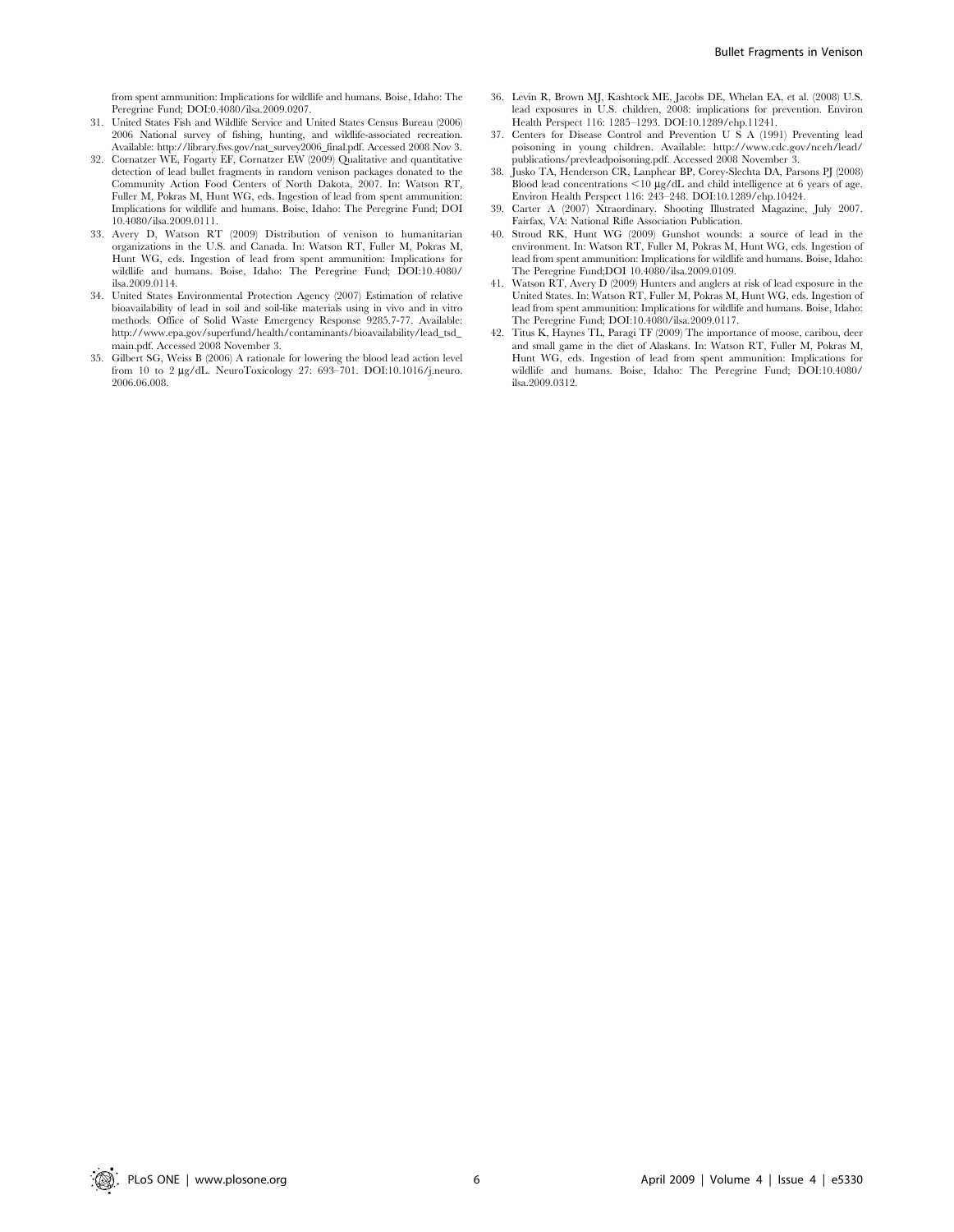from spent ammunition: Implications for wildlife and humans. Boise, Idaho: The Peregrine Fund; DOI:0.4080/ilsa.2009.0207.

31. United States Fish and Wildlife Service and United States Census Bureau (2006) 2006 National survey of fishing, hunting, and wildlife-associated recreation. Available: http://library.fws.gov/nat_survey2006_final.pdf. Accessed 2008 Nov 3.
32. Cornatzer WE, Fogarty EF, Cornatzer EW (2009) Qualitative and quantitative detection of lead bullet fragments in random venison packages donated to the Community Action Food Centers of North Dakota, 2007. In: Watson RT, Fuller M, Pokras M, Hunt WG, eds. Ingestion of lead from spent ammunition: Implications for wildlife and humans. Boise, Idaho: The Peregrine Fund; DOI 10.4080/ilsa.2009.0111.
33. Avery D, Watson RT (2009) Distribution of venison to humanitarian organizations in the U.S. and Canada. In: Watson RT, Fuller M, Pokras M, Hunt WG, eds. Ingestion of lead from spent ammunition: Implications for wildlife and humans. Boise, Idaho: The Peregrine Fund; DOI:10.4080/ilsa.2009.0114.
34. United States Environmental Protection Agency (2007) Estimation of relative bioavailability of lead in soil and soil-like materials using in vivo and in vitro methods. Office of Solid Waste Emergency Response 9285.7-77. Available: http://www.epa.gov/superfund/health/contaminants/bioavailability/lead_tsd_main.pdf. Accessed 2008 November 3.
35. Gilbert SG, Weiss B (2006) A rationale for lowering the blood lead action level from 10 to 2 μg/dL. NeuroToxicology 27: 693–701. DOI:10.1016/j.neuro.2006.06.008.
36. Levin R, Brown MJ, Kashtock ME, Jacobs DE, Whelan EA, et al. (2008) U.S. lead exposures in U.S. children, 2008: implications for prevention. Environ Health Perspect 116: 1285–1293. DOI:10.1289/ehp.11241.
37. Centers for Disease Control and Prevention U S A (1991) Preventing lead poisoning in young children. Available: http://www.cdc.gov/nceh/lead/publications/prevleadpoisoning.pdf. Accessed 2008 November 3.
38. Jusko TA, Henderson CR, Lanphear BP, Corey-Slechta DA, Parsons PJ (2008) Blood lead concentrations <10 μg/dL and child intelligence at 6 years of age. Environ Health Perspect 116: 243–248. DOI:10.1289/ehp.10424.
39. Carter A (2007) Xtraordinary. Shooting Illustrated Magazine, July 2007. Fairfax, VA: National Rifle Association Publication.
40. Stroud RK, Hunt WG (2009) Gunshot wounds: a source of lead in the environment. In: Watson RT, Fuller M, Pokras M, Hunt WG, eds. Ingestion of lead from spent ammunition: Implications for wildlife and humans. Boise, Idaho: The Peregrine Fund;DOI 10.4080/ilsa.2009.0109.
41. Watson RT, Avery D (2009) Hunters and anglers at risk of lead exposure in the United States. In: Watson RT, Fuller M, Pokras M, Hunt WG, eds. Ingestion of lead from spent ammunition: Implications for wildlife and humans. Boise, Idaho: The Peregrine Fund; DOI:10.4080/ilsa.2009.0117.
42. Titus K, Haynes TL, Paragi TF (2009) The importance of moose, caribou, deer and small game in the diet of Alaskans. In: Watson RT, Fuller M, Pokras M, Hunt WG, eds. Ingestion of lead from spent ammunition: Implications for wildlife and humans. Boise, Idaho: The Peregrine Fund; DOI:10.4080/ilsa.2009.0312.